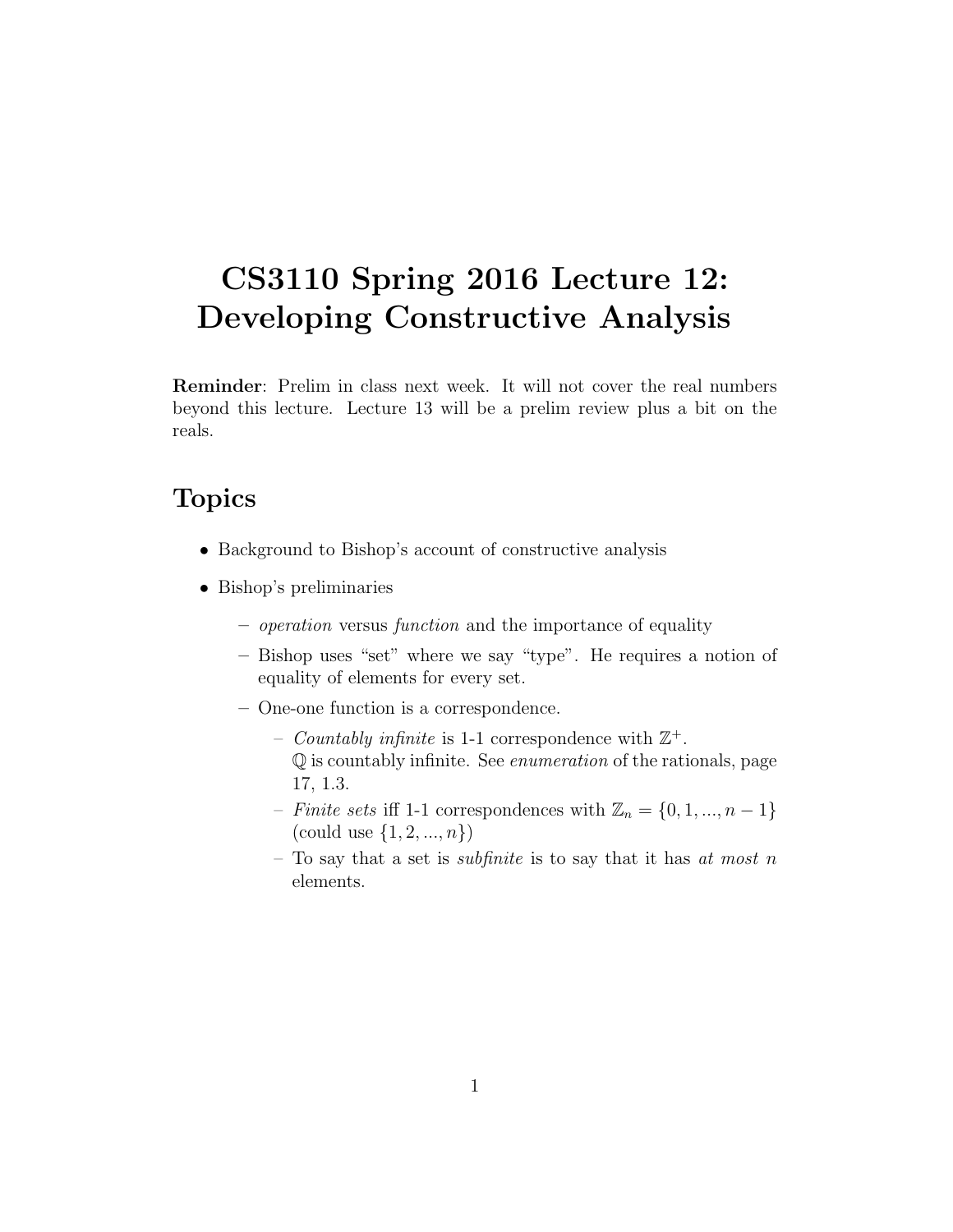# CS3110 Spring 2016 Lecture 12: Developing Constructive Analysis

**Reminder**: Prelim in class next week. It will not cover the real numbers beyond this lecture. Lecture 13 will be a prelim review plus a bit on the reals.

## Topics

- Background to Bishop's account of constructive analysis
- Bishop's preliminaries
  - *operation* versus *function* and the importance of equality
  - Bishop uses "set" where we say "type". He requires a notion of equality of elements for every set.
  - One-one function is a correspondence.
    - *Countably infinite* is 1-1 correspondence with $\mathbb{Z}^+$. $\mathbb{Q}$ is countably infinite. See *enumeration* of the rationals, page 17, 1.3.
    - *Finite sets* iff 1-1 correspondences with $\mathbb{Z}_n = \{0, 1, ..., n-1\}$ (could use $\{1, 2, ..., n\}$)
    - To say that a set is *subfinite* is to say that it has *at most* $n$ elements.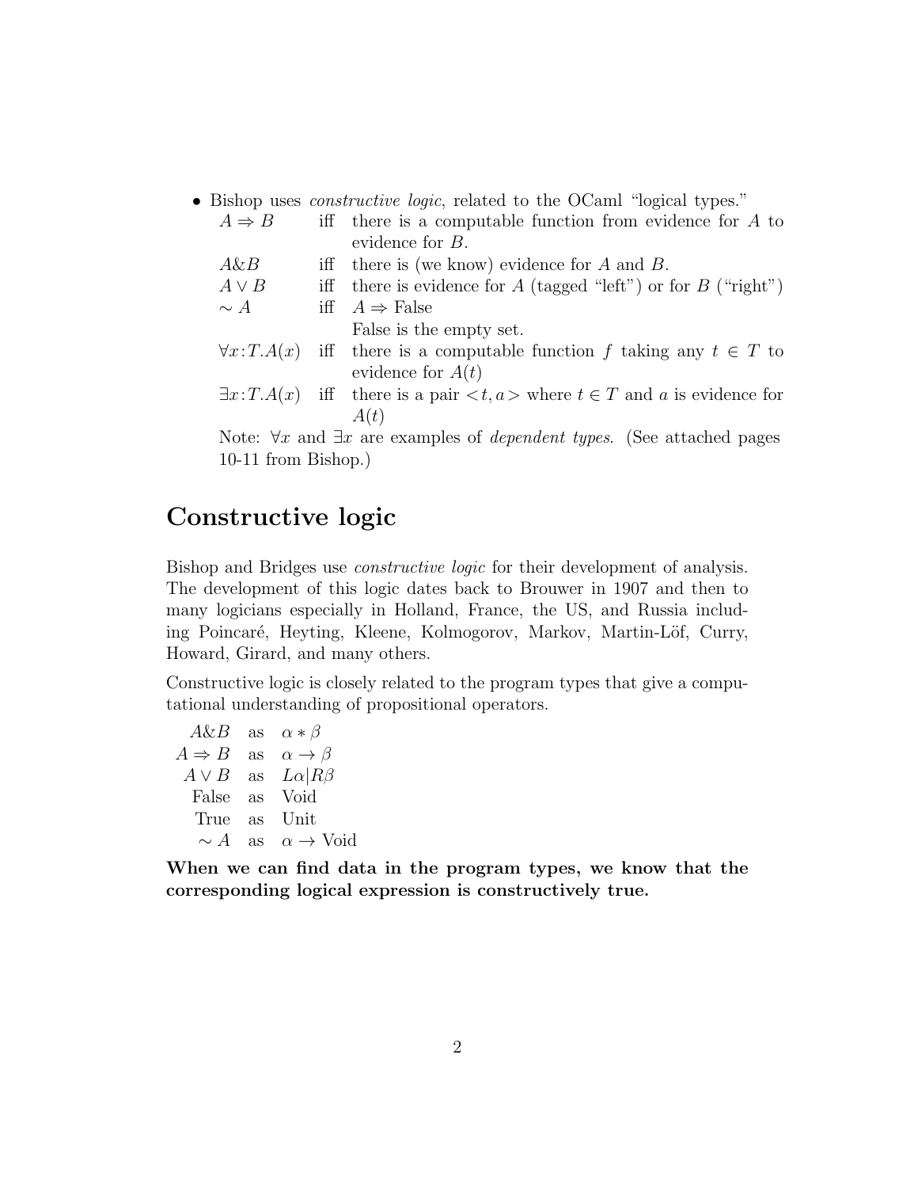- Bishop uses *constructive logic*, related to the OCaml "logical types."

  | | | |
  |---|---|---|
  | $A \Rightarrow B$ | iff | there is a computable function from evidence for $A$ to evidence for $B$. |
  | $A\&B$ | iff | there is (we know) evidence for $A$ and $B$. |
  | $A \vee B$ | iff | there is evidence for $A$ (tagged "left") or for $B$ ("right") |
  | $\sim A$ | iff | $A \Rightarrow$ False<br>False is the empty set. |
  | $\forall x{:}T.A(x)$ | iff | there is a computable function $f$ taking any $t \in T$ to evidence for $A(t)$ |
  | $\exists x{:}T.A(x)$ | iff | there is a pair $<t, a>$ where $t \in T$ and $a$ is evidence for $A(t)$ |

  Note: $\forall x$ and $\exists x$ are examples of *dependent types*. (See attached pages 10-11 from Bishop.)

## Constructive logic

Bishop and Bridges use *constructive logic* for their development of analysis. The development of this logic dates back to Brouwer in 1907 and then to many logicians especially in Holland, France, the US, and Russia including Poincaré, Heyting, Kleene, Kolmogorov, Markov, Martin-Löf, Curry, Howard, Girard, and many others.

Constructive logic is closely related to the program types that give a computational understanding of propositional operators.

| | | |
|---|---|---|
| $A\&B$ | as | $\alpha * \beta$ |
| $A \Rightarrow B$ | as | $\alpha \rightarrow \beta$ |
| $A \vee B$ | as | $L\alpha \vert R\beta$ |
| False | as | Void |
| True | as | Unit |
| $\sim A$ | as | $\alpha \rightarrow$ Void |

**When we can find data in the program types, we know that the corresponding logical expression is constructively true.**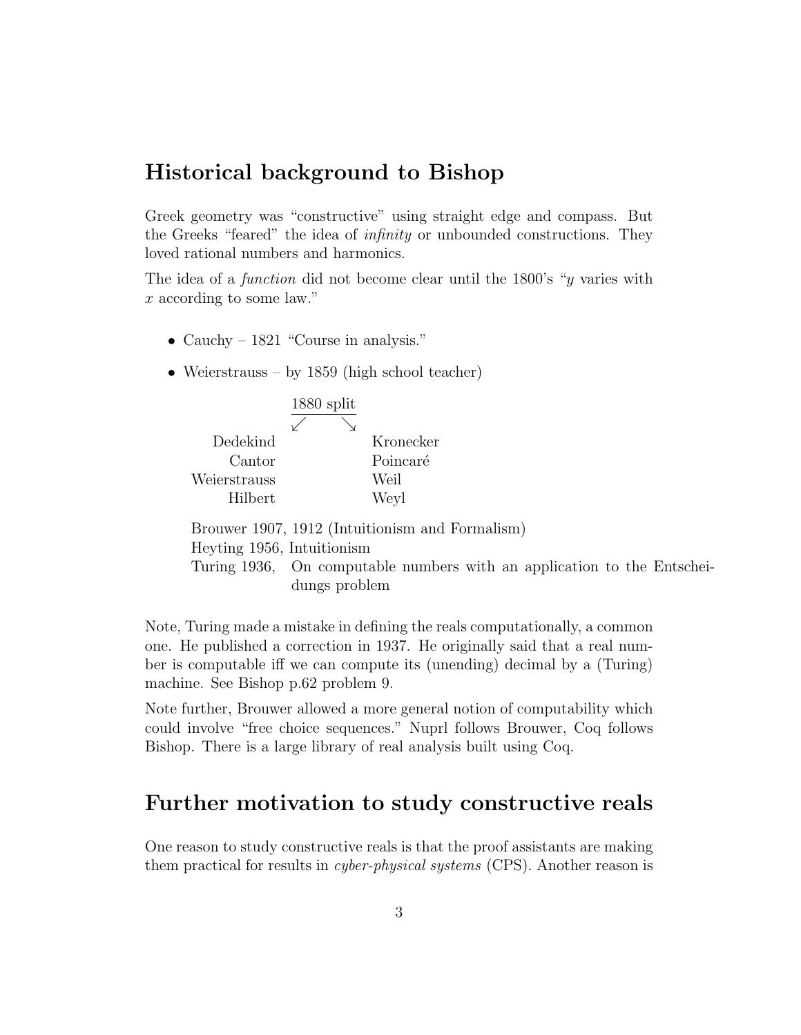## Historical background to Bishop

Greek geometry was "constructive" using straight edge and compass. But the Greeks "feared" the idea of *infinity* or unbounded constructions. They loved rational numbers and harmonics.

The idea of a *function* did not become clear until the 1800's "$y$ varies with $x$ according to some law."

- Cauchy – 1821 "Course in analysis."
- Weierstrauss – by 1859 (high school teacher)

| 1880 split | |
|---|---|
| ↙ | ↘ |
| Dedekind | Kronecker |
| Cantor | Poincaré |
| Weierstrauss | Weil |
| Hilbert | Weyl |

Brouwer 1907, 1912 (Intuitionism and Formalism)
Heyting 1956, Intuitionism
Turing 1936, On computable numbers with an application to the Entscheidungs problem

Note, Turing made a mistake in defining the reals computationally, a common one. He published a correction in 1937. He originally said that a real number is computable iff we can compute its (unending) decimal by a (Turing) machine. See Bishop p.62 problem 9.

Note further, Brouwer allowed a more general notion of computability which could involve "free choice sequences." Nuprl follows Brouwer, Coq follows Bishop. There is a large library of real analysis built using Coq.

## Further motivation to study constructive reals

One reason to study constructive reals is that the proof assistants are making them practical for results in *cyber-physical systems* (CPS). Another reason is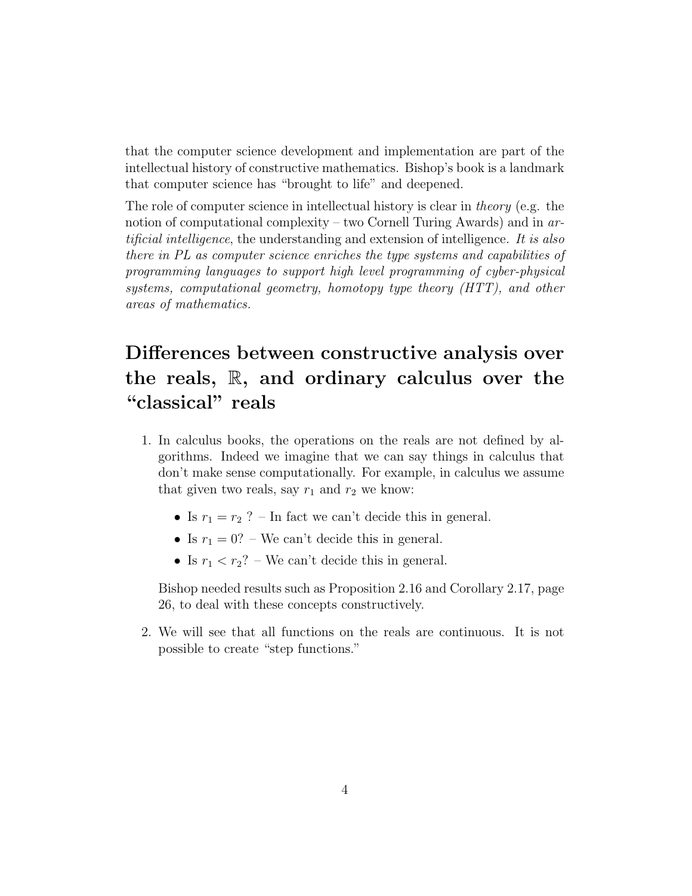that the computer science development and implementation are part of the intellectual history of constructive mathematics. Bishop's book is a landmark that computer science has "brought to life" and deepened.

The role of computer science in intellectual history is clear in *theory* (e.g. the notion of computational complexity – two Cornell Turing Awards) and in *artificial intelligence*, the understanding and extension of intelligence. *It is also there in PL as computer science enriches the type systems and capabilities of programming languages to support high level programming of cyber-physical systems, computational geometry, homotopy type theory (HTT), and other areas of mathematics.*

## Differences between constructive analysis over the reals, $\mathbb{R}$, and ordinary calculus over the "classical" reals

1. In calculus books, the operations on the reals are not defined by algorithms. Indeed we imagine that we can say things in calculus that don't make sense computationally. For example, in calculus we assume that given two reals, say $r_1$ and $r_2$ we know:

   - Is $r_1 = r_2$ ? – In fact we can't decide this in general.
   - Is $r_1 = 0$? – We can't decide this in general.
   - Is $r_1 < r_2$? – We can't decide this in general.

   Bishop needed results such as Proposition 2.16 and Corollary 2.17, page 26, to deal with these concepts constructively.

2. We will see that all functions on the reals are continuous. It is not possible to create "step functions."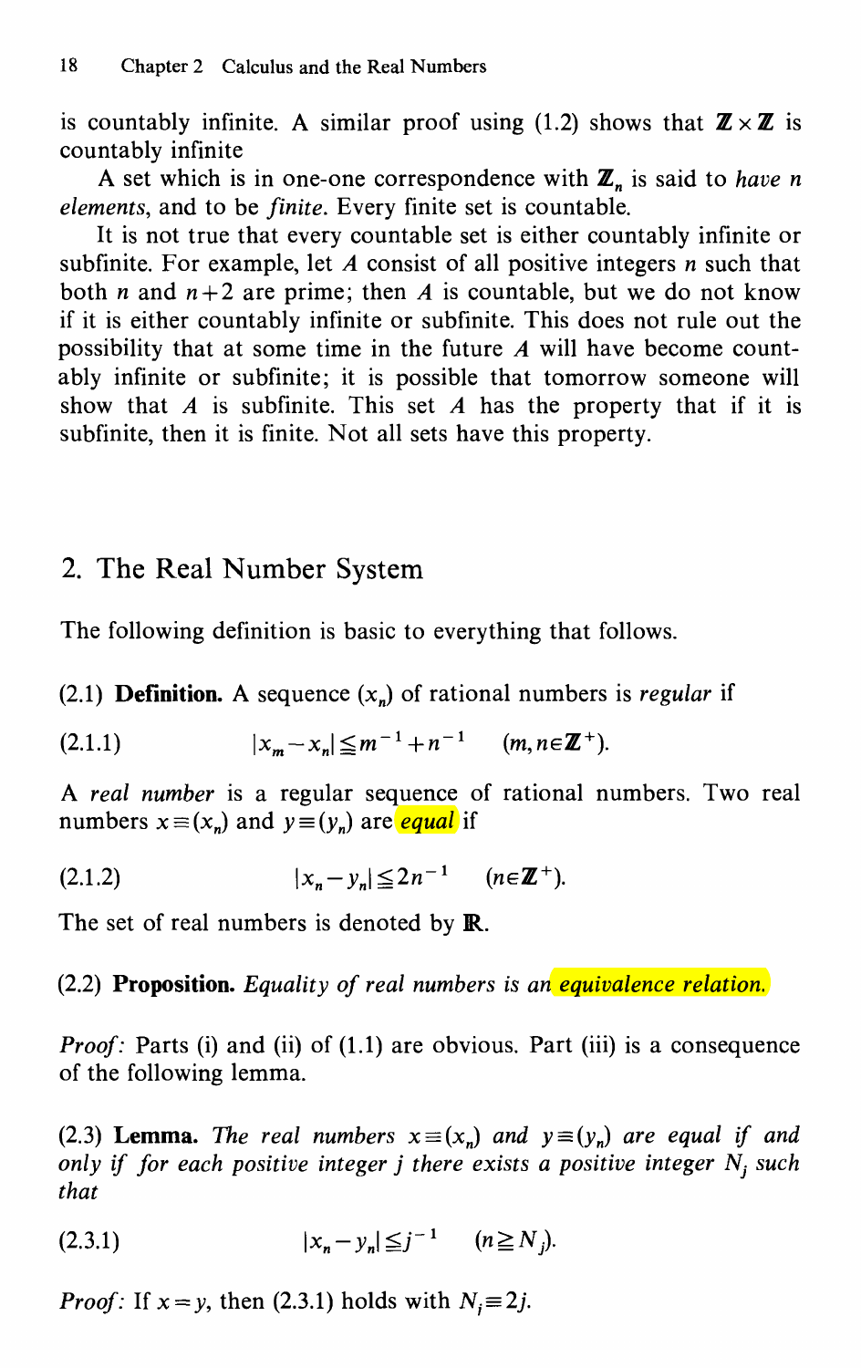is countably infinite. A similar proof using (1.2) shows that $\mathbf{Z} \times \mathbf{Z}$ is countably infinite

A set which is in one-one correspondence with $\mathbf{Z}_n$ is said to *have n elements*, and to be *finite*. Every finite set is countable.

It is not true that every countable set is either countably infinite or subfinite. For example, let $A$ consist of all positive integers $n$ such that both $n$ and $n+2$ are prime; then $A$ is countable, but we do not know if it is either countably infinite or subfinite. This does not rule out the possibility that at some time in the future $A$ will have become countably infinite or subfinite; it is possible that tomorrow someone will show that $A$ is subfinite. This set $A$ has the property that if it is subfinite, then it is finite. Not all sets have this property.

## 2. The Real Number System

The following definition is basic to everything that follows.

(2.1) **Definition.** A sequence $(x_n)$ of rational numbers is *regular* if

(2.1.1) $$|x_m - x_n| \leqq m^{-1} + n^{-1} \qquad (m, n \in \mathbf{Z}^+).$$

A *real number* is a regular sequence of rational numbers. Two real numbers $x \equiv (x_n)$ and $y \equiv (y_n)$ are *equal* if

(2.1.2) $$|x_n - y_n| \leqq 2n^{-1} \qquad (n \in \mathbf{Z}^+).$$

The set of real numbers is denoted by $\mathbf{R}$.

(2.2) **Proposition.** *Equality of real numbers is an equivalence relation.*

*Proof*: Parts (i) and (ii) of (1.1) are obvious. Part (iii) is a consequence of the following lemma.

(2.3) **Lemma.** *The real numbers $x \equiv (x_n)$ and $y \equiv (y_n)$ are equal if and only if for each positive integer $j$ there exists a positive integer $N_j$ such that*

(2.3.1) $$|x_n - y_n| \leqq j^{-1} \qquad (n \geqq N_j).$$

*Proof*: If $x = y$, then (2.3.1) holds with $N_j \equiv 2j$.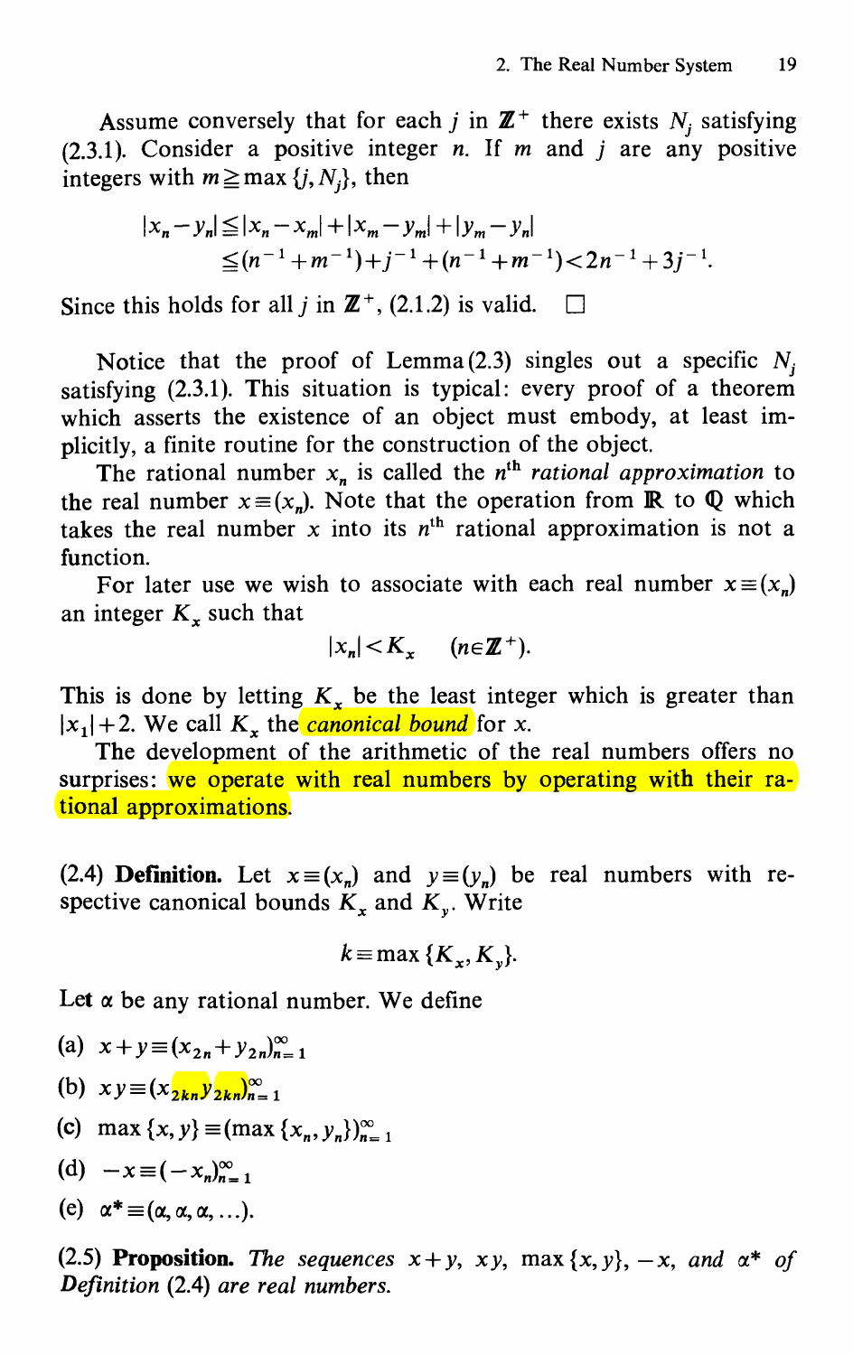Assume conversely that for each $j$ in $\mathbb{Z}^+$ there exists $N_j$ satisfying (2.3.1). Consider a positive integer $n$. If $m$ and $j$ are any positive integers with $m \geq \max\{j, N_j\}$, then

$$|x_n - y_n| \leq |x_n - x_m| + |x_m - y_m| + |y_m - y_n|$$
$$\leq (n^{-1} + m^{-1}) + j^{-1} + (n^{-1} + m^{-1}) < 2n^{-1} + 3j^{-1}.$$

Since this holds for all $j$ in $\mathbb{Z}^+$, (2.1.2) is valid. □

Notice that the proof of Lemma (2.3) singles out a specific $N_j$ satisfying (2.3.1). This situation is typical: every proof of a theorem which asserts the existence of an object must embody, at least implicitly, a finite routine for the construction of the object.

The rational number $x_n$ is called the $n^{\text{th}}$ *rational approximation* to the real number $x \equiv (x_n)$. Note that the operation from $\mathbb{R}$ to $\mathbb{Q}$ which takes the real number $x$ into its $n^{\text{th}}$ rational approximation is not a function.

For later use we wish to associate with each real number $x \equiv (x_n)$ an integer $K_x$ such that

$$|x_n| < K_x \quad (n \in \mathbb{Z}^+).$$

This is done by letting $K_x$ be the least integer which is greater than $|x_1| + 2$. We call $K_x$ the *canonical bound* for $x$.

The development of the arithmetic of the real numbers offers no surprises: we operate with real numbers by operating with their rational approximations.

**(2.4) Definition.** Let $x \equiv (x_n)$ and $y \equiv (y_n)$ be real numbers with respective canonical bounds $K_x$ and $K_y$. Write

$$k \equiv \max\{K_x, K_y\}.$$

Let $\alpha$ be any rational number. We define

(a) $x + y \equiv (x_{2n} + y_{2n})_{n=1}^{\infty}$

(b) $xy \equiv (x_{2kn} y_{2kn})_{n=1}^{\infty}$

(c) $\max\{x, y\} \equiv (\max\{x_n, y_n\})_{n=1}^{\infty}$

(d) $-x \equiv (-x_n)_{n=1}^{\infty}$

(e) $\alpha^* \equiv (\alpha, \alpha, \alpha, \ldots)$.

**(2.5) Proposition.** *The sequences $x + y$, $xy$, $\max\{x, y\}$, $-x$, and $\alpha^*$ of Definition* (2.4) *are real numbers.*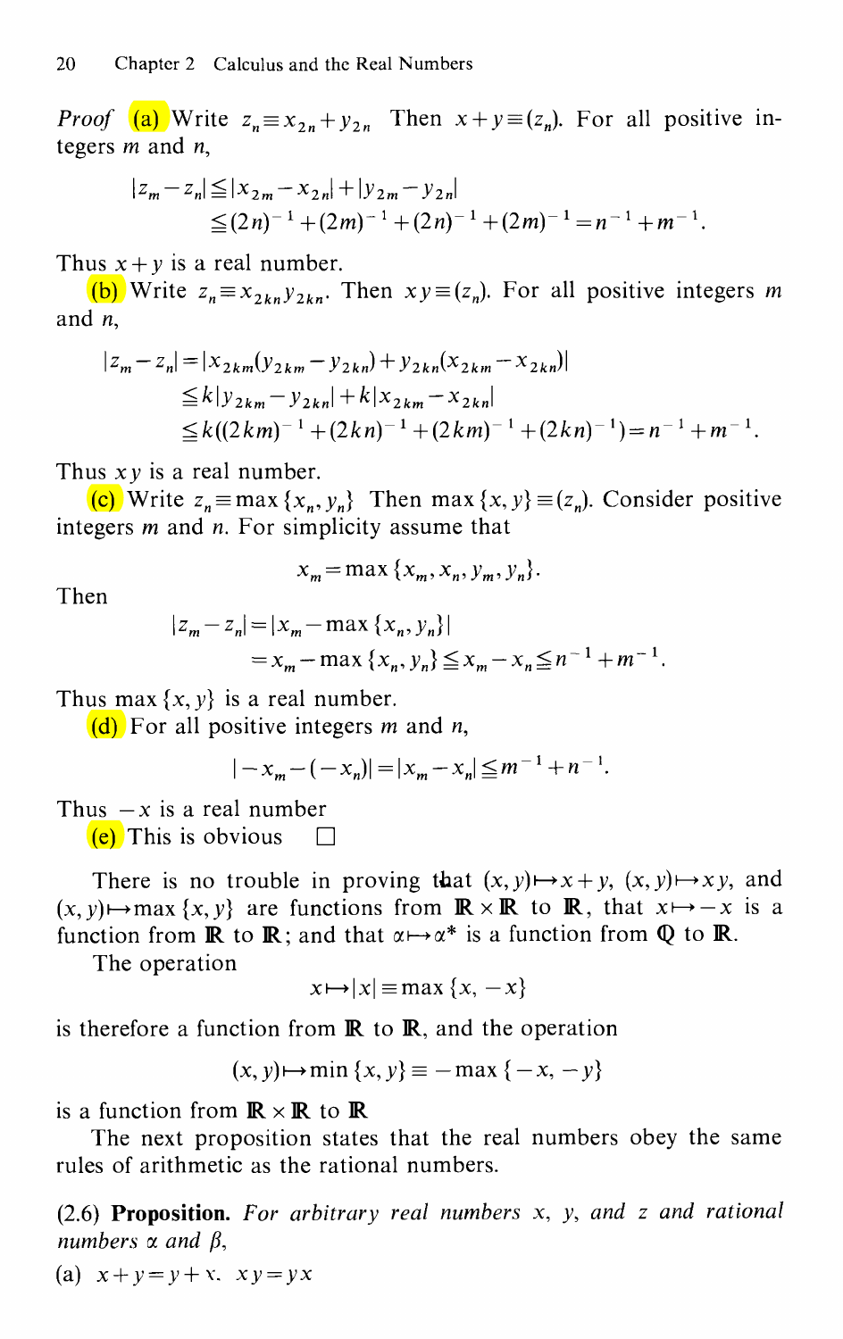*Proof* (a) Write $z_n \equiv x_{2n} + y_{2n}$ Then $x + y \equiv (z_n)$. For all positive integers $m$ and $n$,

$$
\begin{aligned}
|z_m - z_n| &\leqq |x_{2m} - x_{2n}| + |y_{2m} - y_{2n}| \\
&\leqq (2n)^{-1} + (2m)^{-1} + (2n)^{-1} + (2m)^{-1} = n^{-1} + m^{-1}.
\end{aligned}
$$

Thus $x + y$ is a real number.

(b) Write $z_n \equiv x_{2kn} y_{2kn}$. Then $xy \equiv (z_n)$. For all positive integers $m$ and $n$,

$$
\begin{aligned}
|z_m - z_n| &= |x_{2km}(y_{2km} - y_{2kn}) + y_{2kn}(x_{2km} - x_{2kn})| \\
&\leqq k|y_{2km} - y_{2kn}| + k|x_{2km} - x_{2kn}| \\
&\leqq k((2km)^{-1} + (2kn)^{-1} + (2km)^{-1} + (2kn)^{-1}) = n^{-1} + m^{-1}.
\end{aligned}
$$

Thus $xy$ is a real number.

(c) Write $z_n \equiv \max\{x_n, y_n\}$ Then $\max\{x, y\} \equiv (z_n)$. Consider positive integers $m$ and $n$. For simplicity assume that

$$
x_m = \max\{x_m, x_n, y_m, y_n\}.
$$

Then

$$
\begin{aligned}
|z_m - z_n| &= |x_m - \max\{x_n, y_n\}| \\
&= x_m - \max\{x_n, y_n\} \leqq x_m - x_n \leqq n^{-1} + m^{-1}.
\end{aligned}
$$

Thus $\max\{x, y\}$ is a real number.

(d) For all positive integers $m$ and $n$,

$$
|-x_m - (-x_n)| = |x_m - x_n| \leqq m^{-1} + n^{-1}.
$$

Thus $-x$ is a real number

(e) This is obvious $\square$

There is no trouble in proving that $(x, y) \mapsto x + y$, $(x, y) \mapsto xy$, and $(x, y) \mapsto \max\{x, y\}$ are functions from $\mathbb{R} \times \mathbb{R}$ to $\mathbb{R}$, that $x \mapsto -x$ is a function from $\mathbb{R}$ to $\mathbb{R}$; and that $\alpha \mapsto \alpha^*$ is a function from $\mathbb{Q}$ to $\mathbb{R}$.

The operation

$$
x \mapsto |x| \equiv \max\{x, -x\}
$$

is therefore a function from $\mathbb{R}$ to $\mathbb{R}$, and the operation

$$
(x, y) \mapsto \min\{x, y\} \equiv -\max\{-x, -y\}
$$

is a function from $\mathbb{R} \times \mathbb{R}$ to $\mathbb{R}$

The next proposition states that the real numbers obey the same rules of arithmetic as the rational numbers.

(2.6) **Proposition.** *For arbitrary real numbers $x$, $y$, and $z$ and rational numbers $\alpha$ and $\beta$,*

(a) $x + y = y + x$. $xy = yx$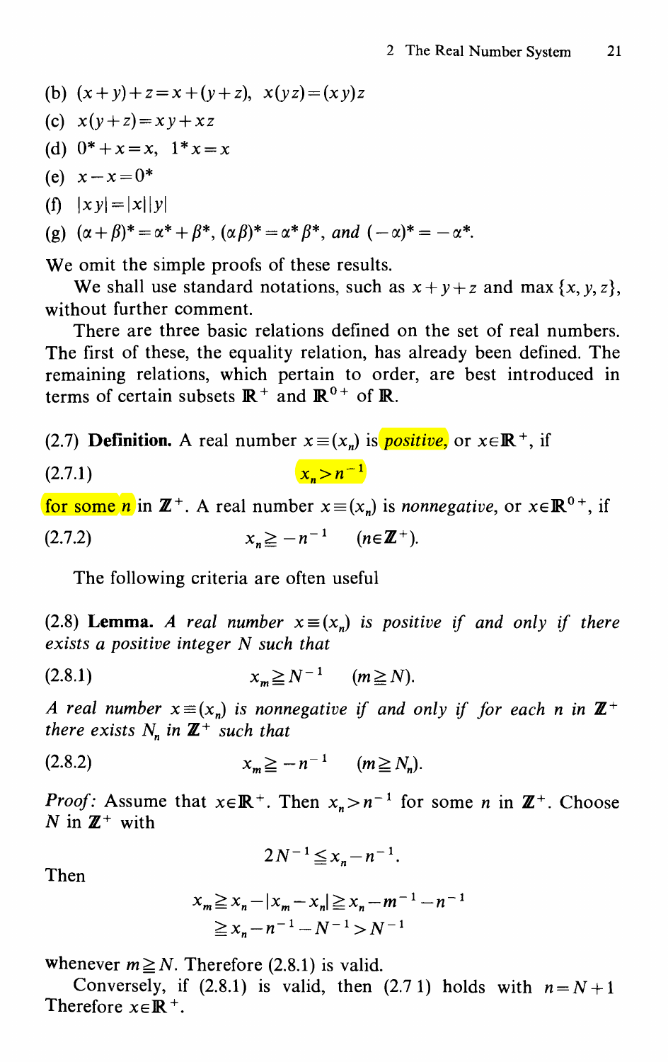(b) $(x+y)+z=x+(y+z)$, $x(yz)=(xy)z$

(c) $x(y+z)=xy+xz$

(d) $0^*+x=x$, $1^*x=x$

(e) $x-x=0^*$

(f) $|xy|=|x||y|$

(g) $(\alpha+\beta)^*=\alpha^*+\beta^*$, $(\alpha\beta)^*=\alpha^*\beta^*$, *and* $(-\alpha)^*=-\alpha^*$.

We omit the simple proofs of these results.

We shall use standard notations, such as $x+y+z$ and $\max\{x,y,z\}$, without further comment.

There are three basic relations defined on the set of real numbers. The first of these, the equality relation, has already been defined. The remaining relations, which pertain to order, are best introduced in terms of certain subsets $\mathbb{R}^+$ and $\mathbb{R}^{0+}$ of $\mathbb{R}$.

(2.7) **Definition.** A real number $x\equiv(x_n)$ is *positive*, or $x\in\mathbb{R}^+$, if

(2.7.1)
$$x_n>n^{-1}$$

for some $n$ in $\mathbb{Z}^+$. A real number $x\equiv(x_n)$ is *nonnegative*, or $x\in\mathbb{R}^{0+}$, if

(2.7.2)
$$x_n\geqq -n^{-1}\qquad(n\in\mathbb{Z}^+).$$

The following criteria are often useful

(2.8) **Lemma.** *A real number $x\equiv(x_n)$ is positive if and only if there exists a positive integer $N$ such that*

(2.8.1)
$$x_m\geqq N^{-1}\qquad(m\geqq N).$$

*A real number $x\equiv(x_n)$ is nonnegative if and only if for each $n$ in $\mathbb{Z}^+$ there exists $N_n$ in $\mathbb{Z}^+$ such that*

(2.8.2)
$$x_m\geqq -n^{-1}\qquad(m\geqq N_n).$$

*Proof:* Assume that $x\in\mathbb{R}^+$. Then $x_n>n^{-1}$ for some $n$ in $\mathbb{Z}^+$. Choose $N$ in $\mathbb{Z}^+$ with

$$2N^{-1}\leqq x_n-n^{-1}.$$

Then

$$\begin{aligned}x_m&\geqq x_n-|x_m-x_n|\geqq x_n-m^{-1}-n^{-1}\\&\geqq x_n-n^{-1}-N^{-1}>N^{-1}\end{aligned}$$

whenever $m\geqq N$. Therefore (2.8.1) is valid.

Conversely, if (2.8.1) is valid, then (2.7 1) holds with $n=N+1$ Therefore $x\in\mathbb{R}^+$.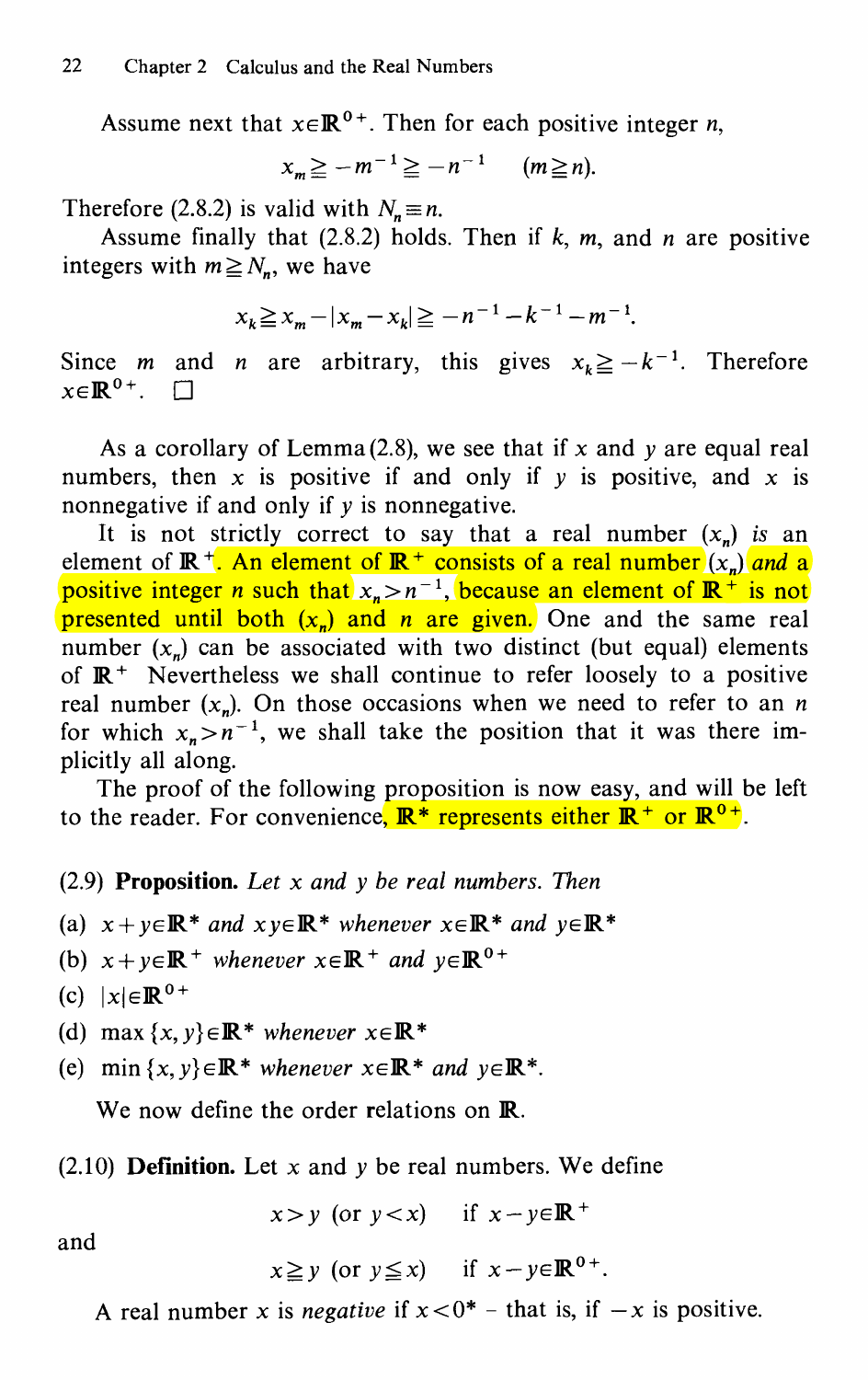Assume next that $x \in \mathbb{R}^{0+}$. Then for each positive integer $n$,

$$x_m \geqq -m^{-1} \geqq -n^{-1} \qquad (m \geqq n).$$

Therefore (2.8.2) is valid with $N_n \equiv n$.

Assume finally that (2.8.2) holds. Then if $k$, $m$, and $n$ are positive integers with $m \geqq N_n$, we have

$$x_k \geqq x_m - |x_m - x_k| \geqq -n^{-1} - k^{-1} - m^{-1}.$$

Since $m$ and $n$ are arbitrary, this gives $x_k \geqq -k^{-1}$. Therefore $x \in \mathbb{R}^{0+}$. □

As a corollary of Lemma (2.8), we see that if $x$ and $y$ are equal real numbers, then $x$ is positive if and only if $y$ is positive, and $x$ is nonnegative if and only if $y$ is nonnegative.

It is not strictly correct to say that a real number $(x_n)$ *is* an element of $\mathbb{R}^+$. An element of $\mathbb{R}^+$ consists of a real number $(x_n)$ *and* a positive integer $n$ such that $x_n > n^{-1}$, because an element of $\mathbb{R}^+$ is not presented until both $(x_n)$ and $n$ are given. One and the same real number $(x_n)$ can be associated with two distinct (but equal) elements of $\mathbb{R}^+$ Nevertheless we shall continue to refer loosely to a positive real number $(x_n)$. On those occasions when we need to refer to an $n$ for which $x_n > n^{-1}$, we shall take the position that it was there implicitly all along.

The proof of the following proposition is now easy, and will be left to the reader. For convenience, $\mathbb{R}^*$ represents either $\mathbb{R}^+$ or $\mathbb{R}^{0+}$.

(2.9) **Proposition.** *Let $x$ and $y$ be real numbers. Then*

(a) $x + y \in \mathbb{R}^*$ *and* $xy \in \mathbb{R}^*$ *whenever* $x \in \mathbb{R}^*$ *and* $y \in \mathbb{R}^*$

(b) $x + y \in \mathbb{R}^+$ *whenever* $x \in \mathbb{R}^+$ *and* $y \in \mathbb{R}^{0+}$

(c) $|x| \in \mathbb{R}^{0+}$

(d) $\max\{x, y\} \in \mathbb{R}^*$ *whenever* $x \in \mathbb{R}^*$

(e) $\min\{x, y\} \in \mathbb{R}^*$ *whenever* $x \in \mathbb{R}^*$ *and* $y \in \mathbb{R}^*$.

We now define the order relations on $\mathbb{R}$.

(2.10) **Definition.** Let $x$ and $y$ be real numbers. We define

$$x > y \text{ (or } y < x) \qquad \text{if } x - y \in \mathbb{R}^+$$

and

$$x \geqq y \text{ (or } y \leqq x) \qquad \text{if } x - y \in \mathbb{R}^{0+}.$$

A real number $x$ is *negative* if $x < 0^*$ – that is, if $-x$ is positive.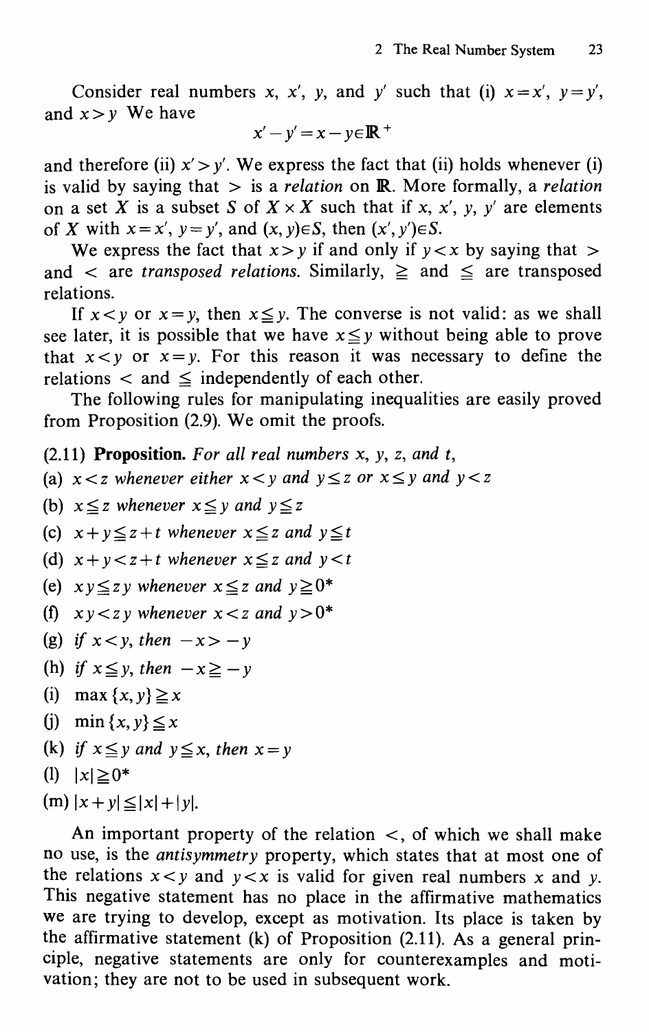Consider real numbers $x$, $x'$, $y$, and $y'$ such that (i) $x = x'$, $y = y'$, and $x > y$ We have

$$x' - y' = x - y \in \mathbb{R}^+$$

and therefore (ii) $x' > y'$. We express the fact that (ii) holds whenever (i) is valid by saying that $>$ is a *relation* on $\mathbb{R}$. More formally, a *relation* on a set $X$ is a subset $S$ of $X \times X$ such that if $x$, $x'$, $y$, $y'$ are elements of $X$ with $x = x'$, $y = y'$, and $(x, y) \in S$, then $(x', y') \in S$.

We express the fact that $x > y$ if and only if $y < x$ by saying that $>$ and $<$ are *transposed relations*. Similarly, $\geqq$ and $\leqq$ are transposed relations.

If $x < y$ or $x = y$, then $x \leqq y$. The converse is not valid: as we shall see later, it is possible that we have $x \leqq y$ without being able to prove that $x < y$ or $x = y$. For this reason it was necessary to define the relations $<$ and $\leqq$ independently of each other.

The following rules for manipulating inequalities are easily proved from Proposition (2.9). We omit the proofs.

(2.11) **Proposition.** *For all real numbers $x$, $y$, $z$, and $t$,*

(a) *$x < z$ whenever either $x < y$ and $y \leqq z$ or $x \leqq y$ and $y < z$*

(b) *$x \leqq z$ whenever $x \leqq y$ and $y \leqq z$*

(c) *$x + y \leqq z + t$ whenever $x \leqq z$ and $y \leqq t$*

(d) *$x + y < z + t$ whenever $x \leqq z$ and $y < t$*

(e) *$xy \leqq zy$ whenever $x \leqq z$ and $y \geqq 0^*$*

(f) *$xy < zy$ whenever $x < z$ and $y > 0^*$*

(g) *if $x < y$, then $-x > -y$*

(h) *if $x \leqq y$, then $-x \geqq -y$*

(i) $\max\{x, y\} \geqq x$

(j) $\min\{x, y\} \leqq x$

(k) *if $x \leqq y$ and $y \leqq x$, then $x = y$*

(l) $|x| \geqq 0^*$

(m) $|x + y| \leqq |x| + |y|$.

An important property of the relation $<$, of which we shall make no use, is the *antisymmetry* property, which states that at most one of the relations $x < y$ and $y < x$ is valid for given real numbers $x$ and $y$. This negative statement has no place in the affirmative mathematics we are trying to develop, except as motivation. Its place is taken by the affirmative statement (k) of Proposition (2.11). As a general principle, negative statements are only for counterexamples and motivation; they are not to be used in subsequent work.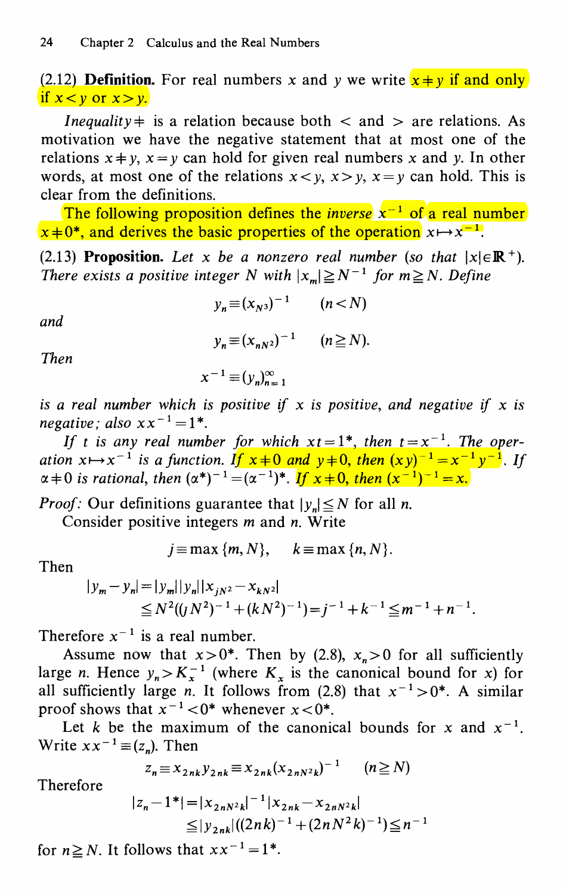**(2.12) Definition.** For real numbers $x$ and $y$ we write $x \neq y$ if and only if $x < y$ or $x > y$.

*Inequality* $\neq$ is a relation because both $<$ and $>$ are relations. As motivation we have the negative statement that at most one of the relations $x \neq y$, $x = y$ can hold for given real numbers $x$ and $y$. In other words, at most one of the relations $x < y$, $x > y$, $x = y$ can hold. This is clear from the definitions.

The following proposition defines the *inverse* $x^{-1}$ of a real number $x \neq 0^*$, and derives the basic properties of the operation $x \mapsto x^{-1}$.

(2.13) **Proposition.** *Let $x$ be a nonzero real number (so that $|x| \in \mathbb{R}^+$). There exists a positive integer $N$ with $|x_m| \geqq N^{-1}$ for $m \geqq N$. Define*

$$y_n \equiv (x_{N^3})^{-1} \qquad (n < N)$$

*and*

$$y_n \equiv (x_{nN^2})^{-1} \qquad (n \geqq N).$$

*Then*

$$x^{-1} \equiv (y_n)_{n=1}^{\infty}$$

*is a real number which is positive if $x$ is positive, and negative if $x$ is negative; also $xx^{-1} = 1^*$.*

*If $t$ is any real number for which $xt = 1^*$, then $t = x^{-1}$. The operation $x \mapsto x^{-1}$ is a function. If $x \neq 0$ and $y \neq 0$, then $(xy)^{-1} = x^{-1}y^{-1}$. If $\alpha \neq 0$ is rational, then $(\alpha^*)^{-1} = (\alpha^{-1})^*$. If $x \neq 0$, then $(x^{-1})^{-1} = x$.*

*Proof:* Our definitions guarantee that $|y_n| \leqq N$ for all $n$.

Consider positive integers $m$ and $n$. Write

$$j \equiv \max\{m, N\}, \qquad k \equiv \max\{n, N\}.$$

Then

$$\begin{aligned} |y_m - y_n| &= |y_m||y_n||x_{jN^2} - x_{kN^2}| \\ &\leqq N^2((jN^2)^{-1} + (kN^2)^{-1}) = j^{-1} + k^{-1} \leqq m^{-1} + n^{-1}. \end{aligned}$$

Therefore $x^{-1}$ is a real number.

Assume now that $x > 0^*$. Then by (2.8), $x_n > 0$ for all sufficiently large $n$. Hence $y_n > K_x^{-1}$ (where $K_x$ is the canonical bound for $x$) for all sufficiently large $n$. It follows from (2.8) that $x^{-1} > 0^*$. A similar proof shows that $x^{-1} < 0^*$ whenever $x < 0^*$.

Let $k$ be the maximum of the canonical bounds for $x$ and $x^{-1}$. Write $xx^{-1} \equiv (z_n)$. Then

$$z_n \equiv x_{2nk}y_{2nk} \equiv x_{2nk}(x_{2nN^2k})^{-1} \qquad (n \geqq N)$$

Therefore

$$\begin{aligned} |z_n - 1^*| &= |x_{2nN^2k}|^{-1}|x_{2nk} - x_{2nN^2k}| \\ &\leqq |y_{2nk}|((2nk)^{-1} + (2nN^2k)^{-1}) \leqq n^{-1} \end{aligned}$$

for $n \geqq N$. It follows that $xx^{-1} = 1^*$.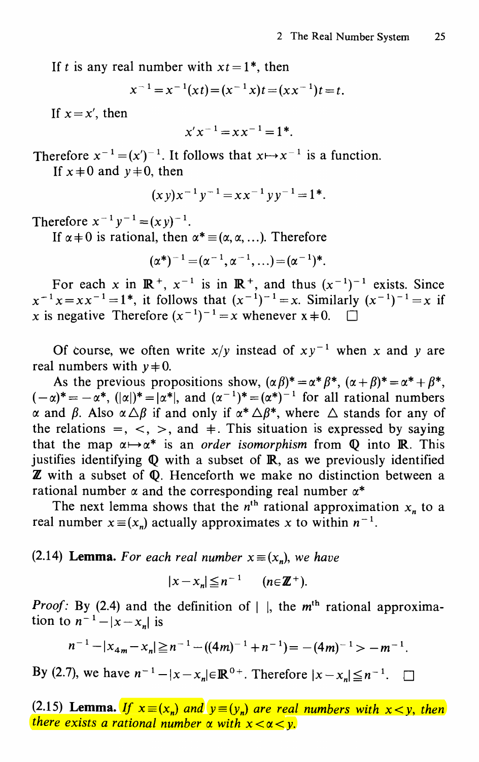If $t$ is any real number with $xt = 1^*$, then

$$x^{-1} = x^{-1}(xt) = (x^{-1}x)t = (xx^{-1})t = t.$$

If $x = x'$, then

$$x'x^{-1} = xx^{-1} = 1^*.$$

Therefore $x^{-1} = (x')^{-1}$. It follows that $x \mapsto x^{-1}$ is a function.

If $x \neq 0$ and $y \neq 0$, then

$$(xy)x^{-1}y^{-1} = xx^{-1}yy^{-1} = 1^*.$$

Therefore $x^{-1}y^{-1} = (xy)^{-1}$.

If $\alpha \neq 0$ is rational, then $\alpha^* \equiv (\alpha, \alpha, \ldots)$. Therefore

$$(\alpha^*)^{-1} = (\alpha^{-1}, \alpha^{-1}, \ldots) = (\alpha^{-1})^*.$$

For each $x$ in $\mathbb{R}^+$, $x^{-1}$ is in $\mathbb{R}^+$, and thus $(x^{-1})^{-1}$ exists. Since $x^{-1}x = xx^{-1} = 1^*$, it follows that $(x^{-1})^{-1} = x$. Similarly $(x^{-1})^{-1} = x$ if $x$ is negative Therefore $(x^{-1})^{-1} = x$ whenever $x \neq 0$. □

Of course, we often write $x/y$ instead of $xy^{-1}$ when $x$ and $y$ are real numbers with $y \neq 0$.

As the previous propositions show, $(\alpha\beta)^* = \alpha^*\beta^*$, $(\alpha+\beta)^* = \alpha^* + \beta^*$, $(-\alpha)^* = -\alpha^*$, $(|\alpha|)^* = |\alpha^*|$, and $(\alpha^{-1})^* = (\alpha^*)^{-1}$ for all rational numbers $\alpha$ and $\beta$. Also $\alpha \Delta \beta$ if and only if $\alpha^* \Delta \beta^*$, where $\Delta$ stands for any of the relations $=$, $<$, $>$, and $\neq$. This situation is expressed by saying that the map $\alpha \mapsto \alpha^*$ is an *order isomorphism* from $\mathbb{Q}$ into $\mathbb{R}$. This justifies identifying $\mathbb{Q}$ with a subset of $\mathbb{R}$, as we previously identified $\mathbb{Z}$ with a subset of $\mathbb{Q}$. Henceforth we make no distinction between a rational number $\alpha$ and the corresponding real number $\alpha^*$

The next lemma shows that the $n^{\text{th}}$ rational approximation $x_n$ to a real number $x \equiv (x_n)$ actually approximates $x$ to within $n^{-1}$.

(2.14) **Lemma.** *For each real number $x \equiv (x_n)$, we have*

$$|x - x_n| \leq n^{-1} \qquad (n \in \mathbb{Z}^+).$$

*Proof:* By (2.4) and the definition of $|\ |$, the $m^{\text{th}}$ rational approximation to $n^{-1} - |x - x_n|$ is

$$n^{-1} - |x_{4m} - x_n| \geq n^{-1} - ((4m)^{-1} + n^{-1}) = -(4m)^{-1} > -m^{-1}.$$

By (2.7), we have $n^{-1} - |x - x_n| \in \mathbb{R}^{0+}$. Therefore $|x - x_n| \leq n^{-1}$. □

(2.15) **Lemma.** *If $x \equiv (x_n)$ and $y \equiv (y_n)$ are real numbers with $x < y$, then there exists a rational number $\alpha$ with $x < \alpha < y$.*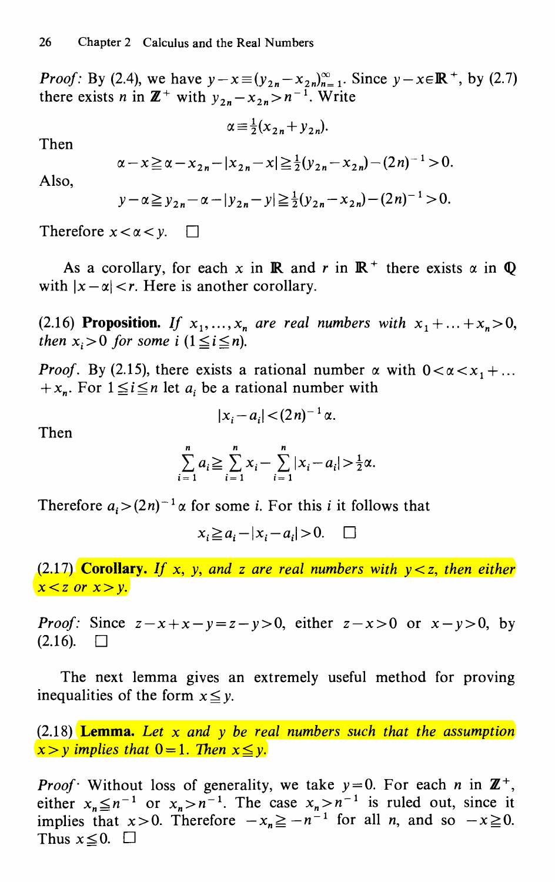*Proof*: By (2.4), we have $y - x \equiv (y_{2n} - x_{2n})_{n=1}^{\infty}$. Since $y - x \in \mathbb{R}^+$, by (2.7) there exists $n$ in $\mathbb{Z}^+$ with $y_{2n} - x_{2n} > n^{-1}$. Write

$$\alpha \equiv \tfrac{1}{2}(x_{2n} + y_{2n}).$$

Then

$$\alpha - x \geqq \alpha - x_{2n} - |x_{2n} - x| \geqq \tfrac{1}{2}(y_{2n} - x_{2n}) - (2n)^{-1} > 0.$$

Also,

$$y - \alpha \geqq y_{2n} - \alpha - |y_{2n} - y| \geqq \tfrac{1}{2}(y_{2n} - x_{2n}) - (2n)^{-1} > 0.$$

Therefore $x < \alpha < y$. □

As a corollary, for each $x$ in $\mathbb{R}$ and $r$ in $\mathbb{R}^+$ there exists $\alpha$ in $\mathbb{Q}$ with $|x - \alpha| < r$. Here is another corollary.

(2.16) **Proposition.** *If $x_1, \ldots, x_n$ are real numbers with $x_1 + \ldots + x_n > 0$, then $x_i > 0$ for some $i$ $(1 \leqq i \leqq n)$.*

*Proof*. By (2.15), there exists a rational number $\alpha$ with $0 < \alpha < x_1 + \ldots + x_n$. For $1 \leqq i \leqq n$ let $a_i$ be a rational number with

$$|x_i - a_i| < (2n)^{-1}\alpha.$$

Then

$$\sum_{i=1}^{n} a_i \geqq \sum_{i=1}^{n} x_i - \sum_{i=1}^{n} |x_i - a_i| > \tfrac{1}{2}\alpha.$$

Therefore $a_i > (2n)^{-1}\alpha$ for some $i$. For this $i$ it follows that

$$x_i \geqq a_i - |x_i - a_i| > 0. \quad \square$$

(2.17) **Corollary.** *If $x$, $y$, and $z$ are real numbers with $y < z$, then either $x < z$ or $x > y$.*

*Proof*: Since $z - x + x - y = z - y > 0$, either $z - x > 0$ or $x - y > 0$, by (2.16). □

The next lemma gives an extremely useful method for proving inequalities of the form $x \leqq y$.

(2.18) **Lemma.** *Let $x$ and $y$ be real numbers such that the assumption $x > y$ implies that $0 = 1$. Then $x \leqq y$.*

*Proof*: Without loss of generality, we take $y = 0$. For each $n$ in $\mathbb{Z}^+$, either $x_n \leqq n^{-1}$ or $x_n > n^{-1}$. The case $x_n > n^{-1}$ is ruled out, since it implies that $x > 0$. Therefore $-x_n \geqq -n^{-1}$ for all $n$, and so $-x \geqq 0$. Thus $x \leqq 0$. □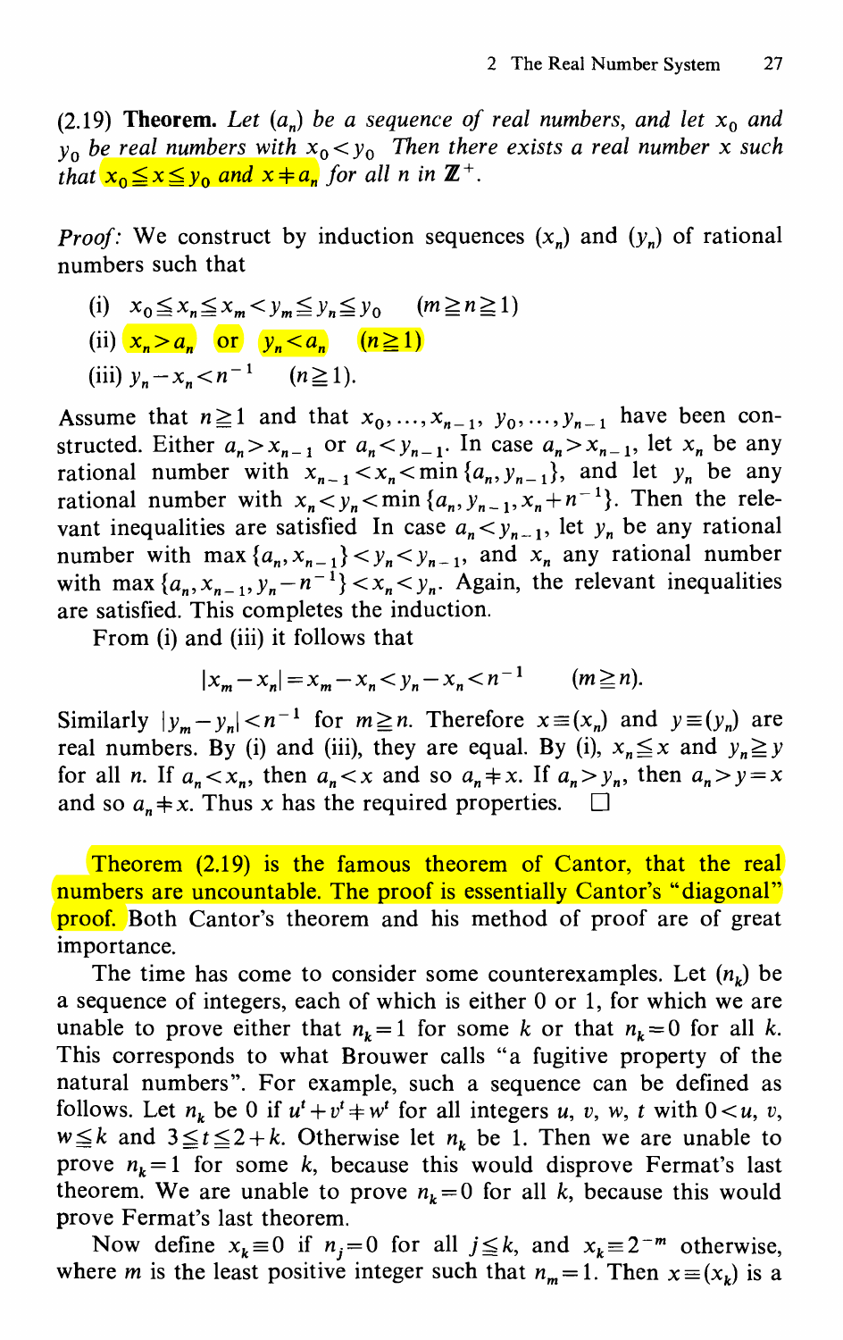(2.19) **Theorem.** *Let $(a_n)$ be a sequence of real numbers, and let $x_0$ and $y_0$ be real numbers with $x_0 < y_0$. Then there exists a real number $x$ such that $x_0 \leqq x \leqq y_0$ and $x \neq a_n$ for all $n$ in $\mathbb{Z}^+$.*

*Proof:* We construct by induction sequences $(x_n)$ and $(y_n)$ of rational numbers such that

(i) $x_0 \leqq x_n \leqq x_m < y_m \leqq y_n \leqq y_0 \quad (m \geqq n \geqq 1)$

(ii) $x_n > a_n$ or $y_n < a_n \quad (n \geqq 1)$

(iii) $y_n - x_n < n^{-1} \quad (n \geqq 1)$.

Assume that $n \geqq 1$ and that $x_0, \ldots, x_{n-1}$, $y_0, \ldots, y_{n-1}$ have been constructed. Either $a_n > x_{n-1}$ or $a_n < y_{n-1}$. In case $a_n > x_{n-1}$, let $x_n$ be any rational number with $x_{n-1} < x_n < \min\{a_n, y_{n-1}\}$, and let $y_n$ be any rational number with $x_n < y_n < \min\{a_n, y_{n-1}, x_n + n^{-1}\}$. Then the relevant inequalities are satisfied. In case $a_n < y_{n-1}$, let $y_n$ be any rational number with $\max\{a_n, x_{n-1}\} < y_n < y_{n-1}$, and $x_n$ any rational number with $\max\{a_n, x_{n-1}, y_n - n^{-1}\} < x_n < y_n$. Again, the relevant inequalities are satisfied. This completes the induction.

From (i) and (iii) it follows that

$$|x_m - x_n| = x_m - x_n < y_n - x_n < n^{-1} \qquad (m \geqq n).$$

Similarly $|y_m - y_n| < n^{-1}$ for $m \geqq n$. Therefore $x \equiv (x_n)$ and $y \equiv (y_n)$ are real numbers. By (i) and (iii), they are equal. By (i), $x_n \leqq x$ and $y_n \geqq y$ for all $n$. If $a_n < x_n$, then $a_n < x$ and so $a_n \neq x$. If $a_n > y_n$, then $a_n > y = x$ and so $a_n \neq x$. Thus $x$ has the required properties. □

Theorem (2.19) is the famous theorem of Cantor, that the real numbers are uncountable. The proof is essentially Cantor's "diagonal" proof. Both Cantor's theorem and his method of proof are of great importance.

The time has come to consider some counterexamples. Let $(n_k)$ be a sequence of integers, each of which is either 0 or 1, for which we are unable to prove either that $n_k = 1$ for some $k$ or that $n_k = 0$ for all $k$. This corresponds to what Brouwer calls "a fugitive property of the natural numbers". For example, such a sequence can be defined as follows. Let $n_k$ be 0 if $u^t + v^t \neq w^t$ for all integers $u$, $v$, $w$, $t$ with $0 < u$, $v$, $w \leqq k$ and $3 \leqq t \leqq 2 + k$. Otherwise let $n_k$ be 1. Then we are unable to prove $n_k = 1$ for some $k$, because this would disprove Fermat's last theorem. We are unable to prove $n_k = 0$ for all $k$, because this would prove Fermat's last theorem.

Now define $x_k \equiv 0$ if $n_j = 0$ for all $j \leqq k$, and $x_k \equiv 2^{-m}$ otherwise, where $m$ is the least positive integer such that $n_m = 1$. Then $x \equiv (x_k)$ is a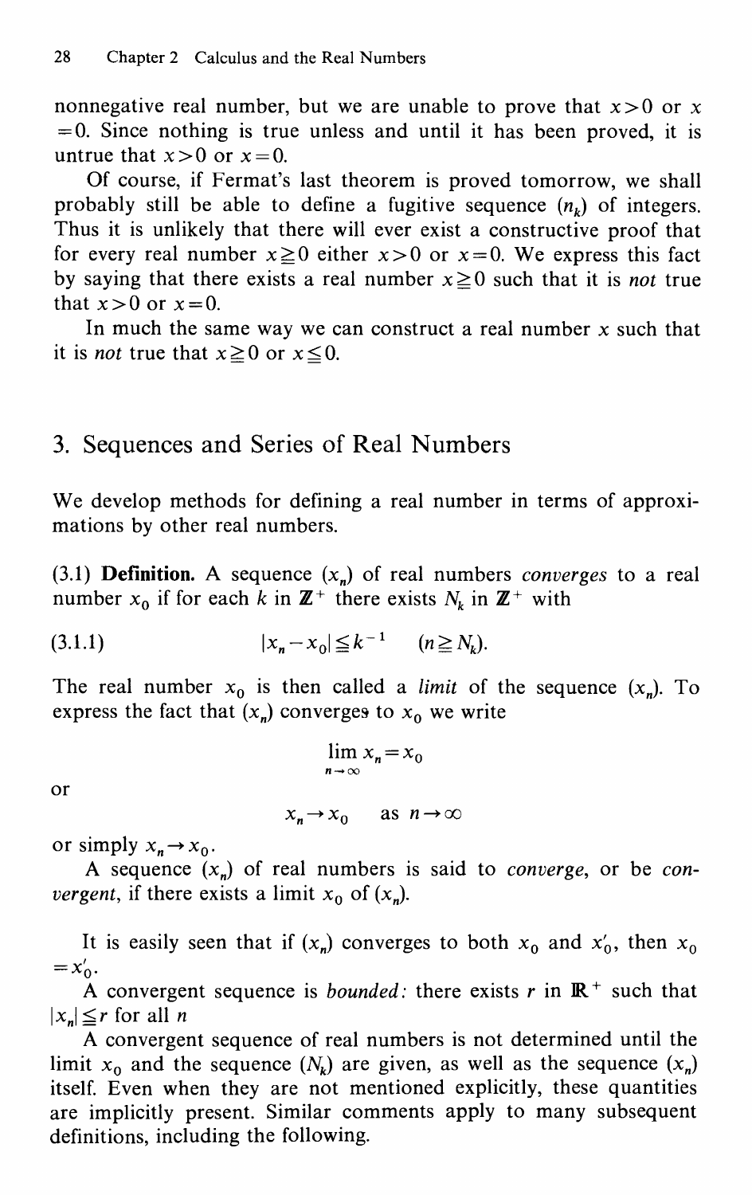nonnegative real number, but we are unable to prove that $x>0$ or $x=0$. Since nothing is true unless and until it has been proved, it is untrue that $x>0$ or $x=0$.

Of course, if Fermat's last theorem is proved tomorrow, we shall probably still be able to define a fugitive sequence $(n_k)$ of integers. Thus it is unlikely that there will ever exist a constructive proof that for every real number $x \geqq 0$ either $x>0$ or $x=0$. We express this fact by saying that there exists a real number $x \geqq 0$ such that it is *not* true that $x>0$ or $x=0$.

In much the same way we can construct a real number $x$ such that it is *not* true that $x \geqq 0$ or $x \leqq 0$.

## 3. Sequences and Series of Real Numbers

We develop methods for defining a real number in terms of approximations by other real numbers.

(3.1) **Definition.** A sequence $(x_n)$ of real numbers *converges* to a real number $x_0$ if for each $k$ in $\mathbb{Z}^+$ there exists $N_k$ in $\mathbb{Z}^+$ with

(3.1.1) $$|x_n - x_0| \leqq k^{-1} \quad (n \geqq N_k).$$

The real number $x_0$ is then called a *limit* of the sequence $(x_n)$. To express the fact that $(x_n)$ converges to $x_0$ we write

$$\lim_{n \to \infty} x_n = x_0$$

or

$$x_n \to x_0 \quad \text{as } n \to \infty$$

or simply $x_n \to x_0$.

A sequence $(x_n)$ of real numbers is said to *converge*, or be *convergent*, if there exists a limit $x_0$ of $(x_n)$.

It is easily seen that if $(x_n)$ converges to both $x_0$ and $x_0'$, then $x_0 = x_0'$.

A convergent sequence is *bounded:* there exists $r$ in $\mathbb{R}^+$ such that $|x_n| \leqq r$ for all $n$

A convergent sequence of real numbers is not determined until the limit $x_0$ and the sequence $(N_k)$ are given, as well as the sequence $(x_n)$ itself. Even when they are not mentioned explicitly, these quantities are implicitly present. Similar comments apply to many subsequent definitions, including the following.